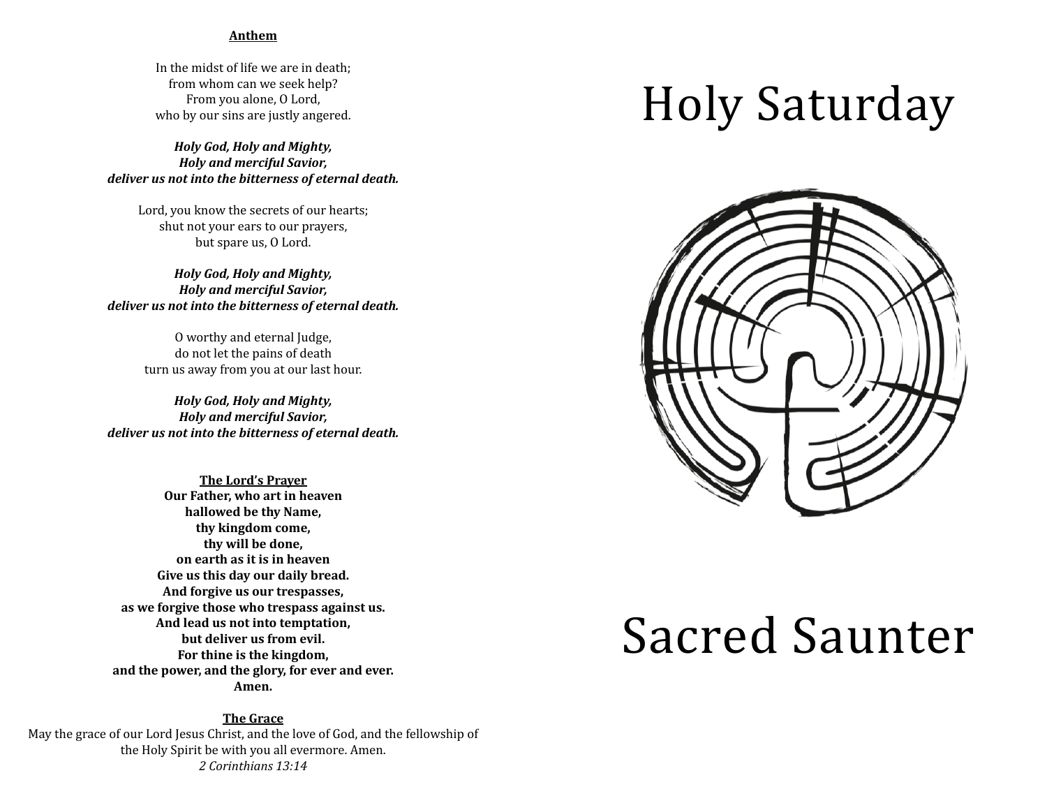**Anthem**

In the midst of life we are in death;
from whom can we seek help?
From you alone, O Lord,
who by our sins are justly angered.

***Holy God, Holy and Mighty,***
***Holy and merciful Savior,***
***deliver us not into the bitterness of eternal death.***

Lord, you know the secrets of our hearts;
shut not your ears to our prayers,
but spare us, O Lord.

***Holy God, Holy and Mighty,***
***Holy and merciful Savior,***
***deliver us not into the bitterness of eternal death.***

O worthy and eternal Judge,
do not let the pains of death
turn us away from you at our last hour.

***Holy God, Holy and Mighty,***
***Holy and merciful Savior,***
***deliver us not into the bitterness of eternal death.***

**The Lord's Prayer**

**Our Father, who art in heaven**
**hallowed be thy Name,**
**thy kingdom come,**
**thy will be done,**
**on earth as it is in heaven**
**Give us this day our daily bread.**
**And forgive us our trespasses,**
**as we forgive those who trespass against us.**
**And lead us not into temptation,**
**but deliver us from evil.**
**For thine is the kingdom,**
**and the power, and the glory, for ever and ever.**
**Amen.**

**The Grace**

May the grace of our Lord Jesus Christ, and the love of God, and the fellowship of the Holy Spirit be with you all evermore. Amen.
*2 Corinthians 13:14*

# Holy Saturday

# Sacred Saunter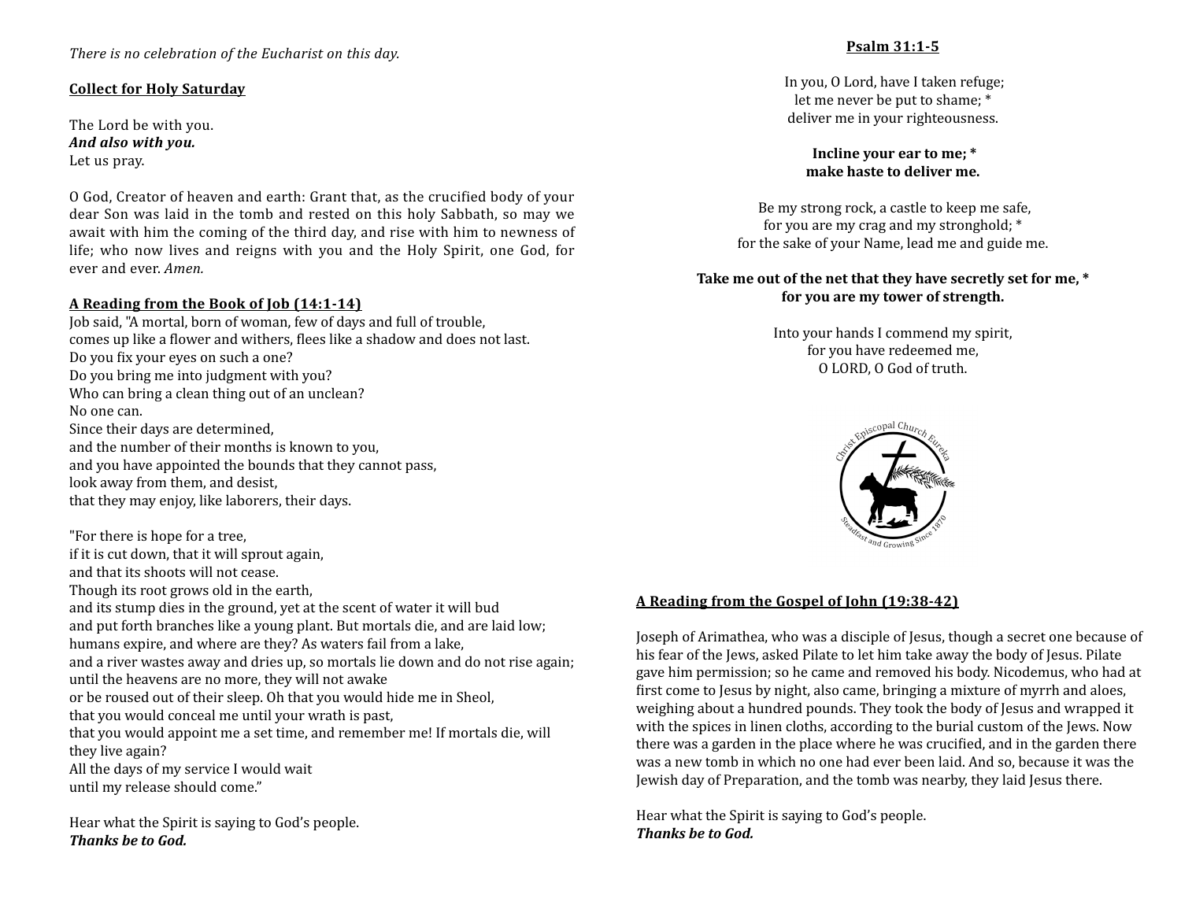*There is no celebration of the Eucharist on this day.*

**Collect for Holy Saturday**

The Lord be with you.
***And also with you.***
Let us pray.

O God, Creator of heaven and earth: Grant that, as the crucified body of your dear Son was laid in the tomb and rested on this holy Sabbath, so may we await with him the coming of the third day, and rise with him to newness of life; who now lives and reigns with you and the Holy Spirit, one God, for ever and ever. *Amen.*

**A Reading from the Book of Job (14:1-14)**

Job said, "A mortal, born of woman, few of days and full of trouble,
comes up like a flower and withers, flees like a shadow and does not last.
Do you fix your eyes on such a one?
Do you bring me into judgment with you?
Who can bring a clean thing out of an unclean?
No one can.
Since their days are determined,
and the number of their months is known to you,
and you have appointed the bounds that they cannot pass,
look away from them, and desist,
that they may enjoy, like laborers, their days.

"For there is hope for a tree,
if it is cut down, that it will sprout again,
and that its shoots will not cease.
Though its root grows old in the earth,
and its stump dies in the ground, yet at the scent of water it will bud
and put forth branches like a young plant. But mortals die, and are laid low;
humans expire, and where are they? As waters fail from a lake,
and a river wastes away and dries up, so mortals lie down and do not rise again;
until the heavens are no more, they will not awake
or be roused out of their sleep. Oh that you would hide me in Sheol,
that you would conceal me until your wrath is past,
that you would appoint me a set time, and remember me! If mortals die, will they live again?
All the days of my service I would wait
until my release should come."

Hear what the Spirit is saying to God's people.
***Thanks be to God.***

**Psalm 31:1-5**

In you, O Lord, have I taken refuge;
let me never be put to shame; *
deliver me in your righteousness.

**Incline your ear to me; *
make haste to deliver me.**

Be my strong rock, a castle to keep me safe,
for you are my crag and my stronghold; *
for the sake of your Name, lead me and guide me.

**Take me out of the net that they have secretly set for me, *
for you are my tower of strength.**

Into your hands I commend my spirit,
for you have redeemed me,
O LORD, O God of truth.

Christ Episcopal Church Eureka
Steadfast and Growing Since 1870

**A Reading from the Gospel of John (19:38-42)**

Joseph of Arimathea, who was a disciple of Jesus, though a secret one because of his fear of the Jews, asked Pilate to let him take away the body of Jesus. Pilate gave him permission; so he came and removed his body. Nicodemus, who had at first come to Jesus by night, also came, bringing a mixture of myrrh and aloes, weighing about a hundred pounds. They took the body of Jesus and wrapped it with the spices in linen cloths, according to the burial custom of the Jews. Now there was a garden in the place where he was crucified, and in the garden there was a new tomb in which no one had ever been laid. And so, because it was the Jewish day of Preparation, and the tomb was nearby, they laid Jesus there.

Hear what the Spirit is saying to God's people.
***Thanks be to God.***